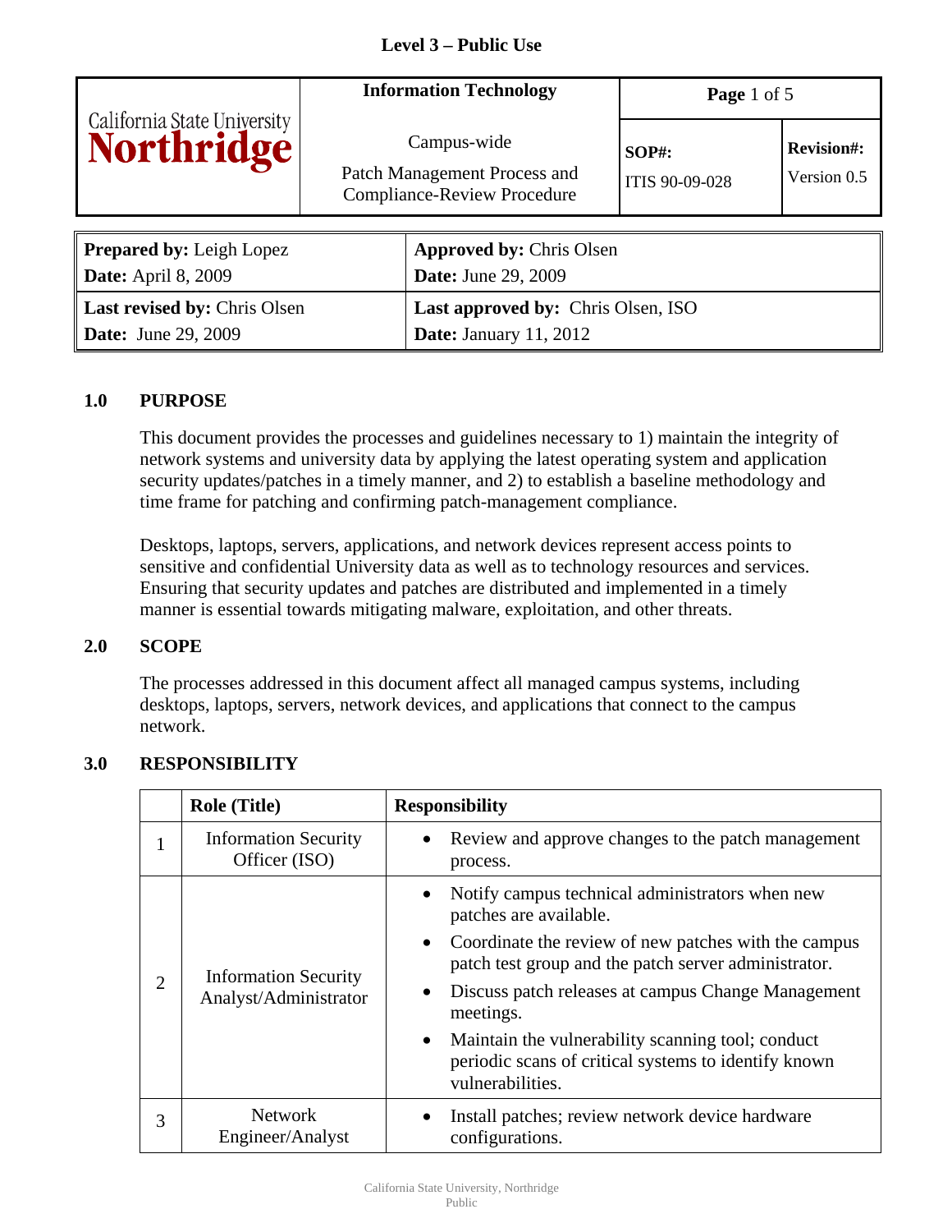**Level 3 – Public Use**

| California State University Northridge | **Information Technology** | **Page** 1 of 5 | |
|---|---|---|---|
| | Campus-wide<br>Patch Management Process and Compliance-Review Procedure | **SOP#:**<br>ITIS 90-09-028 | **Revision#:**<br>Version 0.5 |

| | |
|---|---|
| **Prepared by:** Leigh Lopez<br>**Date:** April 8, 2009 | **Approved by:** Chris Olsen<br>**Date:** June 29, 2009 |
| **Last revised by:** Chris Olsen<br>**Date:** June 29, 2009 | **Last approved by:** Chris Olsen, ISO<br>**Date:** January 11, 2012 |

## 1.0 PURPOSE

This document provides the processes and guidelines necessary to 1) maintain the integrity of network systems and university data by applying the latest operating system and application security updates/patches in a timely manner, and 2) to establish a baseline methodology and time frame for patching and confirming patch-management compliance.

Desktops, laptops, servers, applications, and network devices represent access points to sensitive and confidential University data as well as to technology resources and services. Ensuring that security updates and patches are distributed and implemented in a timely manner is essential towards mitigating malware, exploitation, and other threats.

## 2.0 SCOPE

The processes addressed in this document affect all managed campus systems, including desktops, laptops, servers, network devices, and applications that connect to the campus network.

## 3.0 RESPONSIBILITY

| | Role (Title) | Responsibility |
|---|---|---|
| 1 | Information Security Officer (ISO) | • Review and approve changes to the patch management process. |
| 2 | Information Security Analyst/Administrator | • Notify campus technical administrators when new patches are available.<br>• Coordinate the review of new patches with the campus patch test group and the patch server administrator.<br>• Discuss patch releases at campus Change Management meetings.<br>• Maintain the vulnerability scanning tool; conduct periodic scans of critical systems to identify known vulnerabilities. |
| 3 | Network Engineer/Analyst | • Install patches; review network device hardware configurations. |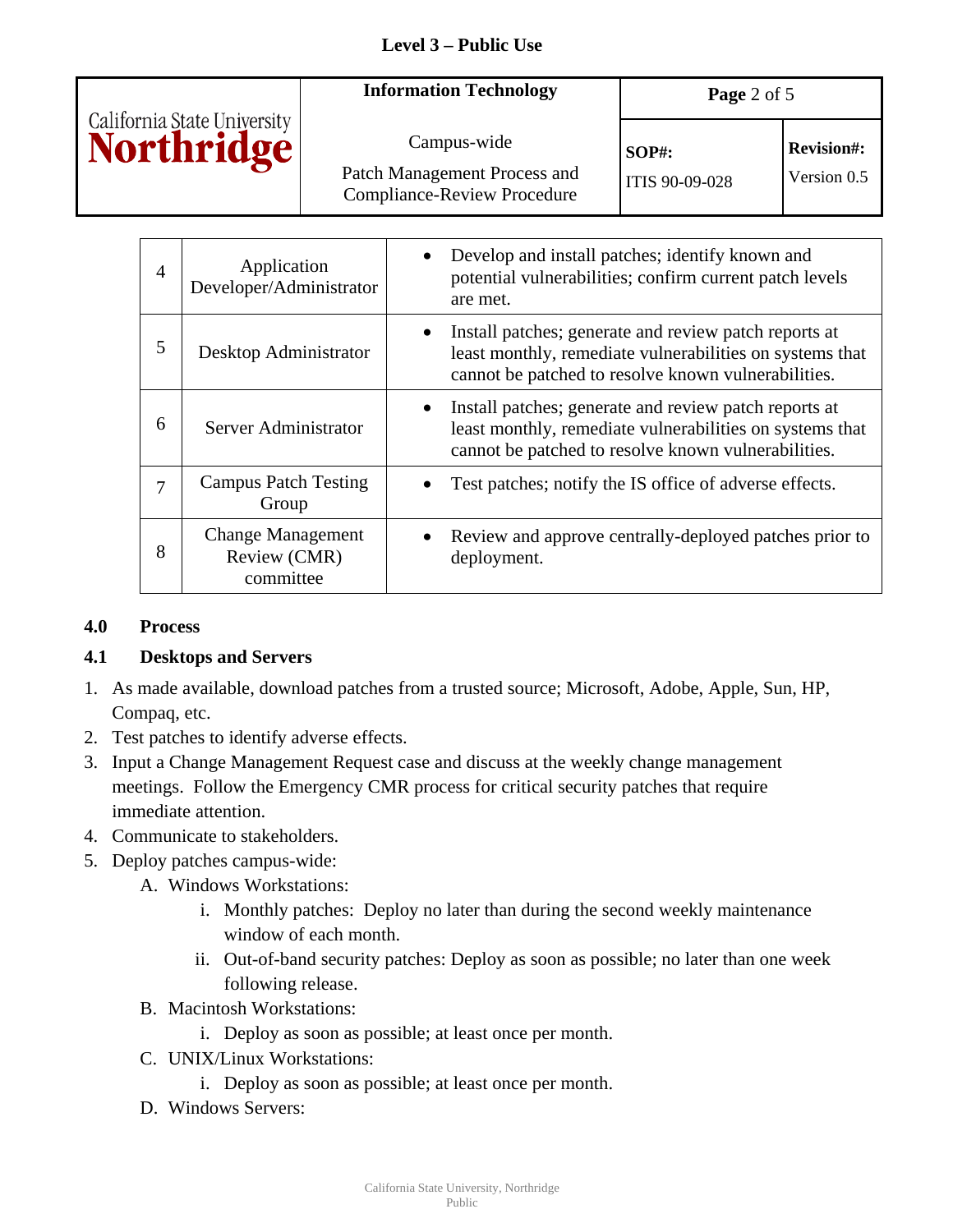| 4 | Application Developer/Administrator | • Develop and install patches; identify known and potential vulnerabilities; confirm current patch levels are met. |
|---|---|---|
| 5 | Desktop Administrator | • Install patches; generate and review patch reports at least monthly, remediate vulnerabilities on systems that cannot be patched to resolve known vulnerabilities. |
| 6 | Server Administrator | • Install patches; generate and review patch reports at least monthly, remediate vulnerabilities on systems that cannot be patched to resolve known vulnerabilities. |
| 7 | Campus Patch Testing Group | • Test patches; notify the IS office of adverse effects. |
| 8 | Change Management Review (CMR) committee | • Review and approve centrally-deployed patches prior to deployment. |

## 4.0 Process

### 4.1 Desktops and Servers

1. As made available, download patches from a trusted source; Microsoft, Adobe, Apple, Sun, HP, Compaq, etc.
2. Test patches to identify adverse effects.
3. Input a Change Management Request case and discuss at the weekly change management meetings. Follow the Emergency CMR process for critical security patches that require immediate attention.
4. Communicate to stakeholders.
5. Deploy patches campus-wide:
   - A. Windows Workstations:
     - i. Monthly patches: Deploy no later than during the second weekly maintenance window of each month.
     - ii. Out-of-band security patches: Deploy as soon as possible; no later than one week following release.
   - B. Macintosh Workstations:
     - i. Deploy as soon as possible; at least once per month.
   - C. UNIX/Linux Workstations:
     - i. Deploy as soon as possible; at least once per month.
   - D. Windows Servers: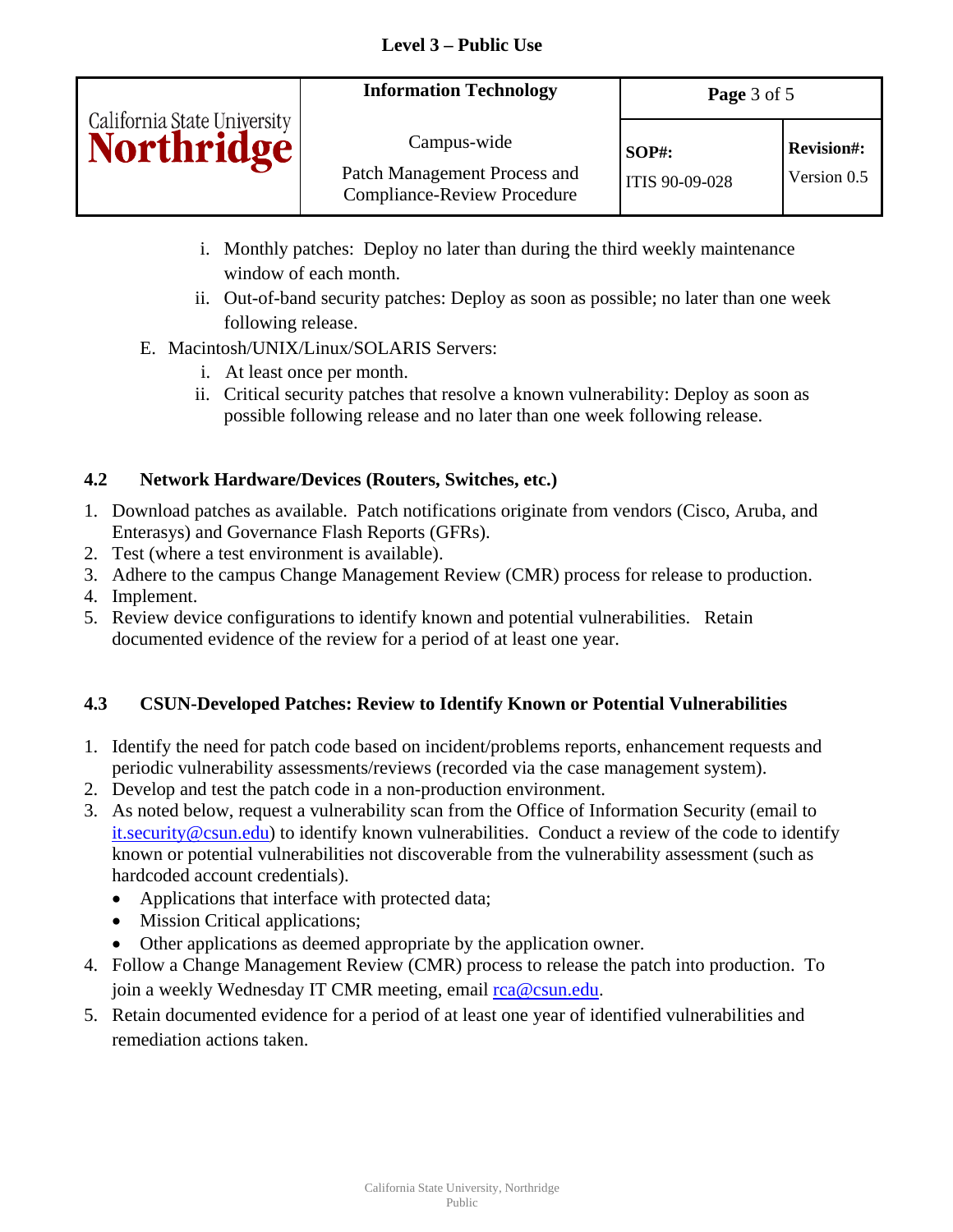i. Monthly patches: Deploy no later than during the third weekly maintenance window of each month.
   ii. Out-of-band security patches: Deploy as soon as possible; no later than one week following release.

E. Macintosh/UNIX/Linux/SOLARIS Servers:
   i. At least once per month.
   ii. Critical security patches that resolve a known vulnerability: Deploy as soon as possible following release and no later than one week following release.

### 4.2 Network Hardware/Devices (Routers, Switches, etc.)

1. Download patches as available. Patch notifications originate from vendors (Cisco, Aruba, and Enterasys) and Governance Flash Reports (GFRs).
2. Test (where a test environment is available).
3. Adhere to the campus Change Management Review (CMR) process for release to production.
4. Implement.
5. Review device configurations to identify known and potential vulnerabilities. Retain documented evidence of the review for a period of at least one year.

### 4.3 CSUN-Developed Patches: Review to Identify Known or Potential Vulnerabilities

1. Identify the need for patch code based on incident/problems reports, enhancement requests and periodic vulnerability assessments/reviews (recorded via the case management system).
2. Develop and test the patch code in a non-production environment.
3. As noted below, request a vulnerability scan from the Office of Information Security (email to it.security@csun.edu) to identify known vulnerabilities. Conduct a review of the code to identify known or potential vulnerabilities not discoverable from the vulnerability assessment (such as hardcoded account credentials).
   - Applications that interface with protected data;
   - Mission Critical applications;
   - Other applications as deemed appropriate by the application owner.
4. Follow a Change Management Review (CMR) process to release the patch into production. To join a weekly Wednesday IT CMR meeting, email rca@csun.edu.
5. Retain documented evidence for a period of at least one year of identified vulnerabilities and remediation actions taken.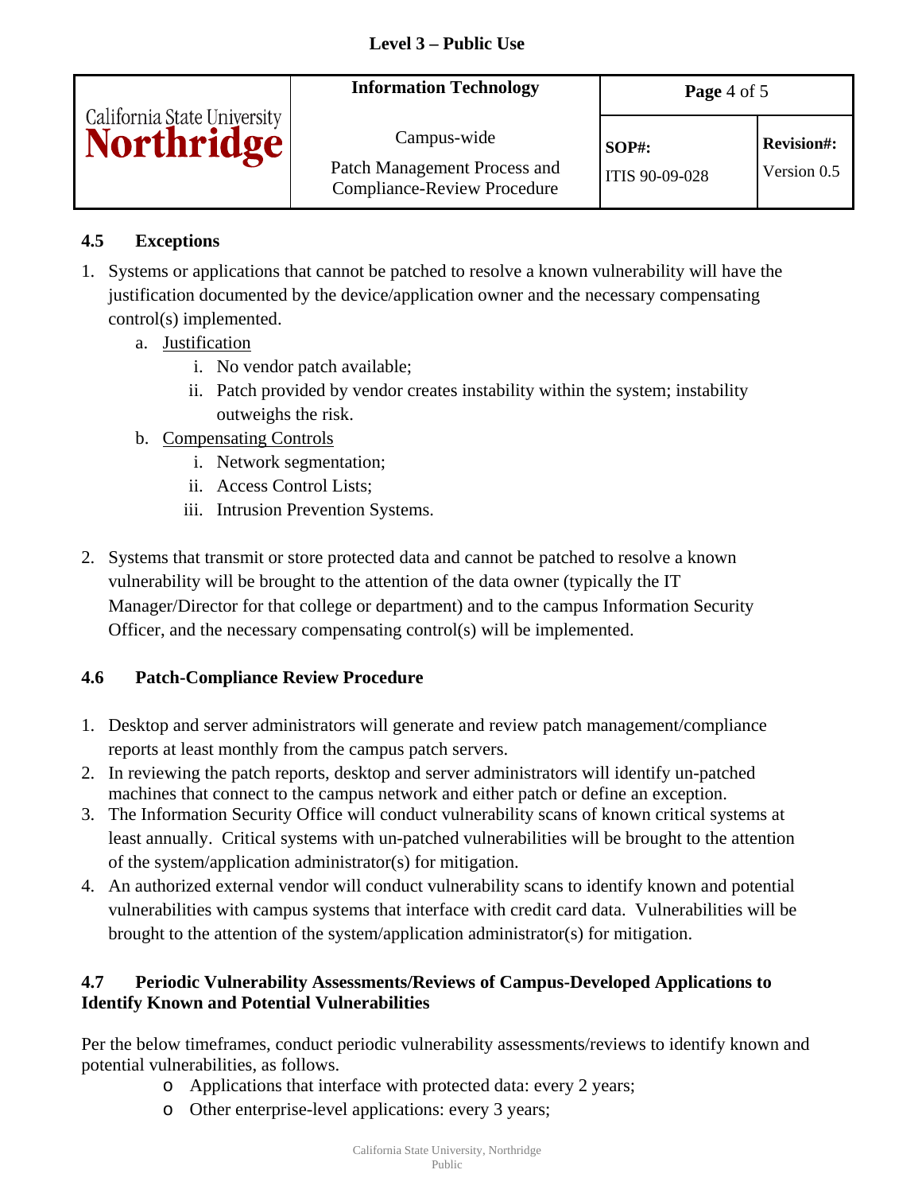### 4.5 Exceptions

1. Systems or applications that cannot be patched to resolve a known vulnerability will have the justification documented by the device/application owner and the necessary compensating control(s) implemented.
   a. Justification
      i. No vendor patch available;
      ii. Patch provided by vendor creates instability within the system; instability outweighs the risk.
   b. Compensating Controls
      i. Network segmentation;
      ii. Access Control Lists;
      iii. Intrusion Prevention Systems.

2. Systems that transmit or store protected data and cannot be patched to resolve a known vulnerability will be brought to the attention of the data owner (typically the IT Manager/Director for that college or department) and to the campus Information Security Officer, and the necessary compensating control(s) will be implemented.

### 4.6 Patch-Compliance Review Procedure

1. Desktop and server administrators will generate and review patch management/compliance reports at least monthly from the campus patch servers.
2. In reviewing the patch reports, desktop and server administrators will identify un-patched machines that connect to the campus network and either patch or define an exception.
3. The Information Security Office will conduct vulnerability scans of known critical systems at least annually. Critical systems with un-patched vulnerabilities will be brought to the attention of the system/application administrator(s) for mitigation.
4. An authorized external vendor will conduct vulnerability scans to identify known and potential vulnerabilities with campus systems that interface with credit card data. Vulnerabilities will be brought to the attention of the system/application administrator(s) for mitigation.

### 4.7 Periodic Vulnerability Assessments/Reviews of Campus-Developed Applications to Identify Known and Potential Vulnerabilities

Per the below timeframes, conduct periodic vulnerability assessments/reviews to identify known and potential vulnerabilities, as follows.

- Applications that interface with protected data: every 2 years;
- Other enterprise-level applications: every 3 years;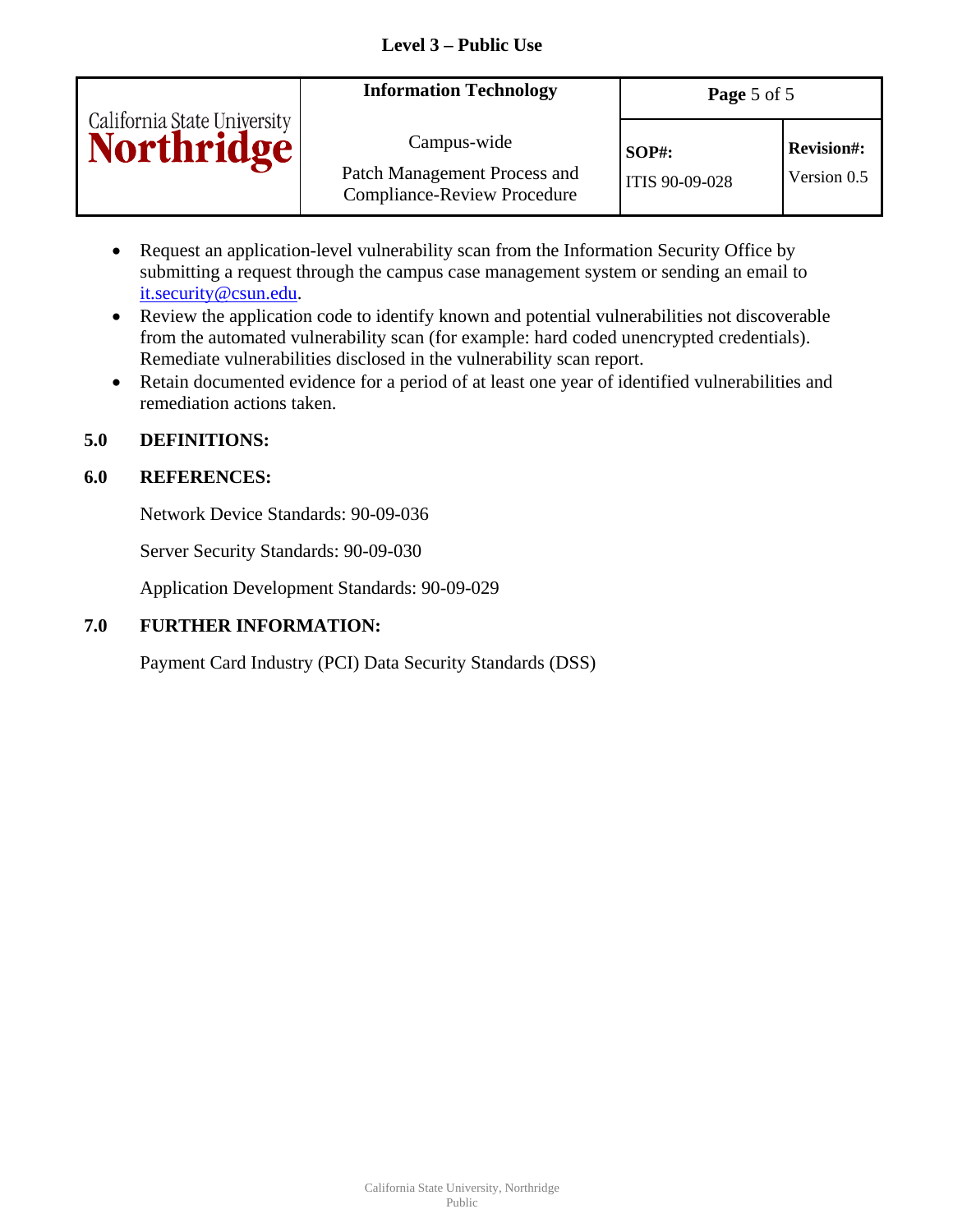- Request an application-level vulnerability scan from the Information Security Office by submitting a request through the campus case management system or sending an email to it.security@csun.edu.
- Review the application code to identify known and potential vulnerabilities not discoverable from the automated vulnerability scan (for example: hard coded unencrypted credentials). Remediate vulnerabilities disclosed in the vulnerability scan report.
- Retain documented evidence for a period of at least one year of identified vulnerabilities and remediation actions taken.

## 5.0 DEFINITIONS:

## 6.0 REFERENCES:

Network Device Standards: 90-09-036

Server Security Standards: 90-09-030

Application Development Standards: 90-09-029

## 7.0 FURTHER INFORMATION:

Payment Card Industry (PCI) Data Security Standards (DSS)